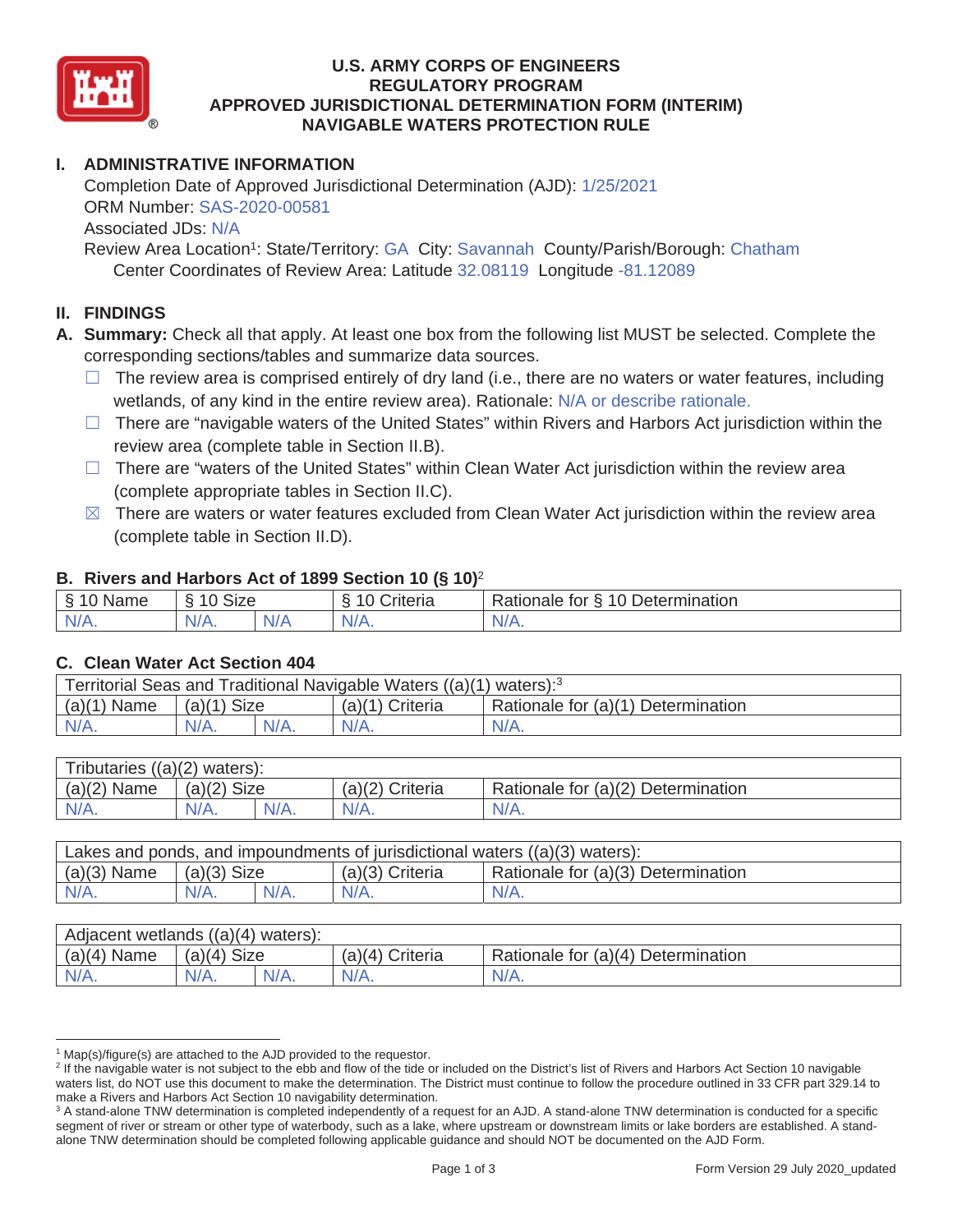# U.S. ARMY CORPS OF ENGINEERS
## REGULATORY PROGRAM
## APPROVED JURISDICTIONAL DETERMINATION FORM (INTERIM)
## NAVIGABLE WATERS PROTECTION RULE

## I. ADMINISTRATIVE INFORMATION

Completion Date of Approved Jurisdictional Determination (AJD): 1/25/2021
ORM Number: SAS-2020-00581
Associated JDs: N/A
Review Area Location[1]: State/Territory: GA City: Savannah County/Parish/Borough: Chatham
Center Coordinates of Review Area: Latitude 32.08119 Longitude -81.12089

## II. FINDINGS

**A. Summary:** Check all that apply. At least one box from the following list MUST be selected. Complete the corresponding sections/tables and summarize data sources.

- ☐ The review area is comprised entirely of dry land (i.e., there are no waters or water features, including wetlands, of any kind in the entire review area). Rationale: N/A or describe rationale.
- ☐ There are "navigable waters of the United States" within Rivers and Harbors Act jurisdiction within the review area (complete table in Section II.B).
- ☐ There are "waters of the United States" within Clean Water Act jurisdiction within the review area (complete appropriate tables in Section II.C).
- ☒ There are waters or water features excluded from Clean Water Act jurisdiction within the review area (complete table in Section II.D).

### B. Rivers and Harbors Act of 1899 Section 10 (§ 10)[2]

| § 10 Name | § 10 Size | | § 10 Criteria | Rationale for § 10 Determination |
|---|---|---|---|---|
| N/A. | N/A. | N/A | N/A. | N/A. |

### C. Clean Water Act Section 404

| Territorial Seas and Traditional Navigable Waters ((a)(1) waters):[3] | | | | |
|---|---|---|---|---|
| (a)(1) Name | (a)(1) Size | | (a)(1) Criteria | Rationale for (a)(1) Determination |
| N/A. | N/A. | N/A. | N/A. | N/A. |

| Tributaries ((a)(2) waters): | | | | |
|---|---|---|---|---|
| (a)(2) Name | (a)(2) Size | | (a)(2) Criteria | Rationale for (a)(2) Determination |
| N/A. | N/A. | N/A. | N/A. | N/A. |

| Lakes and ponds, and impoundments of jurisdictional waters ((a)(3) waters): | | | | |
|---|---|---|---|---|
| (a)(3) Name | (a)(3) Size | | (a)(3) Criteria | Rationale for (a)(3) Determination |
| N/A. | N/A. | N/A. | N/A. | N/A. |

| Adjacent wetlands ((a)(4) waters): | | | | |
|---|---|---|---|---|
| (a)(4) Name | (a)(4) Size | | (a)(4) Criteria | Rationale for (a)(4) Determination |
| N/A. | N/A. | N/A. | N/A. | N/A. |

---

[1] Map(s)/figure(s) are attached to the AJD provided to the requestor.

[2] If the navigable water is not subject to the ebb and flow of the tide or included on the District's list of Rivers and Harbors Act Section 10 navigable waters list, do NOT use this document to make the determination. The District must continue to follow the procedure outlined in 33 CFR part 329.14 to make a Rivers and Harbors Act Section 10 navigability determination.

[3] A stand-alone TNW determination is completed independently of a request for an AJD. A stand-alone TNW determination is conducted for a specific segment of river or stream or other type of waterbody, such as a lake, where upstream or downstream limits or lake borders are established. A stand-alone TNW determination should be completed following applicable guidance and should NOT be documented on the AJD Form.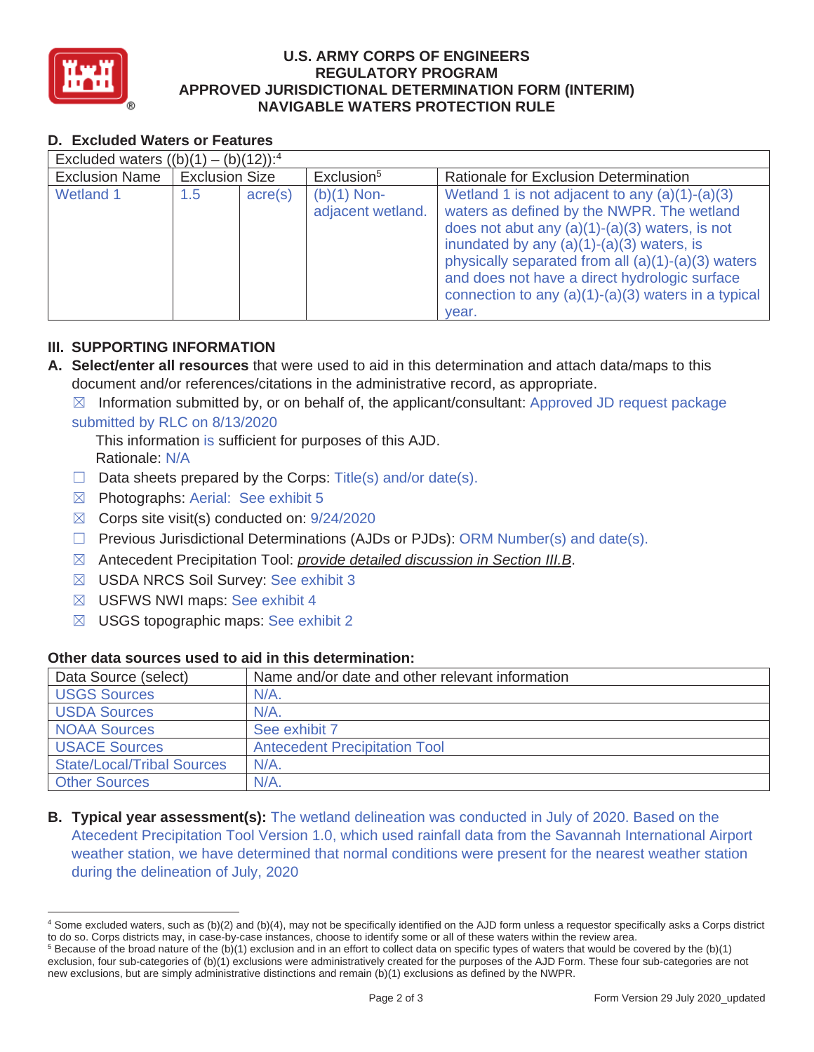## D. Excluded Waters or Features

| Excluded waters ((b)(1) – (b)(12)):[4] | | | | |
|---|---|---|---|---|
| Exclusion Name | Exclusion Size | | Exclusion[5] | Rationale for Exclusion Determination |
| Wetland 1 | 1.5 | acre(s) | (b)(1) Non-adjacent wetland. | Wetland 1 is not adjacent to any (a)(1)-(a)(3) waters as defined by the NWPR. The wetland does not abut any (a)(1)-(a)(3) waters, is not inundated by any (a)(1)-(a)(3) waters, is physically separated from all (a)(1)-(a)(3) waters and does not have a direct hydrologic surface connection to any (a)(1)-(a)(3) waters in a typical year. |

## III. SUPPORTING INFORMATION

**A. Select/enter all resources** that were used to aid in this determination and attach data/maps to this document and/or references/citations in the administrative record, as appropriate.

☒ Information submitted by, or on behalf of, the applicant/consultant: Approved JD request package submitted by RLC on 8/13/2020

This information is sufficient for purposes of this AJD.
Rationale: N/A

☐ Data sheets prepared by the Corps: Title(s) and/or date(s).

☒ Photographs: Aerial: See exhibit 5

☒ Corps site visit(s) conducted on: 9/24/2020

☐ Previous Jurisdictional Determinations (AJDs or PJDs): ORM Number(s) and date(s).

☒ Antecedent Precipitation Tool: *provide detailed discussion in Section III.B*.

☒ USDA NRCS Soil Survey: See exhibit 3

☒ USFWS NWI maps: See exhibit 4

☒ USGS topographic maps: See exhibit 2

### Other data sources used to aid in this determination:

| Data Source (select) | Name and/or date and other relevant information |
|---|---|
| USGS Sources | N/A. |
| USDA Sources | N/A. |
| NOAA Sources | See exhibit 7 |
| USACE Sources | Antecedent Precipitation Tool |
| State/Local/Tribal Sources | N/A. |
| Other Sources | N/A. |

**B. Typical year assessment(s):** The wetland delineation was conducted in July of 2020. Based on the Atecedent Precipitation Tool Version 1.0, which used rainfall data from the Savannah International Airport weather station, we have determined that normal conditions were present for the nearest weather station during the delineation of July, 2020

---

[4] Some excluded waters, such as (b)(2) and (b)(4), may not be specifically identified on the AJD form unless a requestor specifically asks a Corps district to do so. Corps districts may, in case-by-case instances, choose to identify some or all of these waters within the review area.

[5] Because of the broad nature of the (b)(1) exclusion and in an effort to collect data on specific types of waters that would be covered by the (b)(1) exclusion, four sub-categories of (b)(1) exclusions were administratively created for the purposes of the AJD Form. These four sub-categories are not new exclusions, but are simply administrative distinctions and remain (b)(1) exclusions as defined by the NWPR.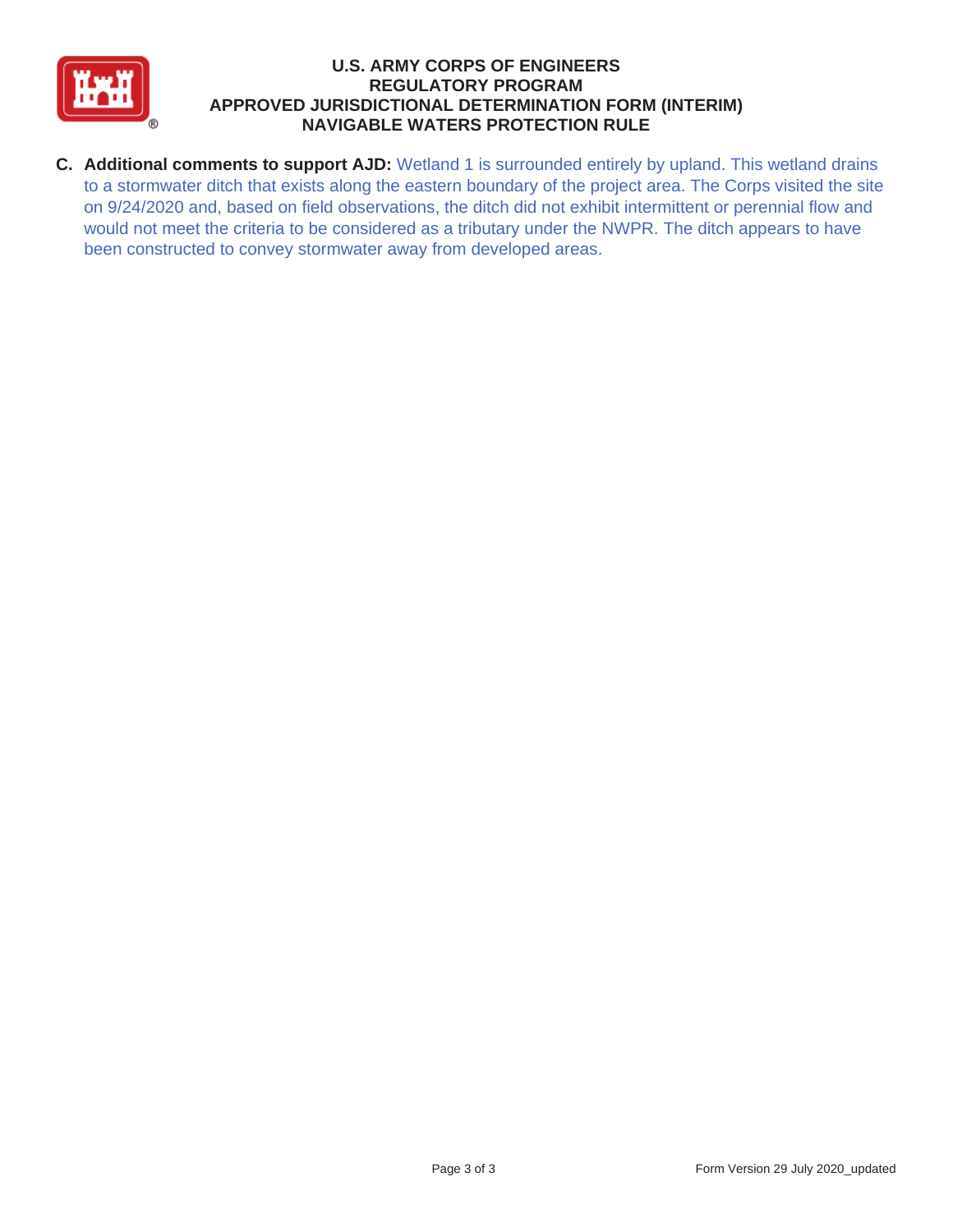**C. Additional comments to support AJD:** Wetland 1 is surrounded entirely by upland. This wetland drains to a stormwater ditch that exists along the eastern boundary of the project area. The Corps visited the site on 9/24/2020 and, based on field observations, the ditch did not exhibit intermittent or perennial flow and would not meet the criteria to be considered as a tributary under the NWPR. The ditch appears to have been constructed to convey stormwater away from developed areas.